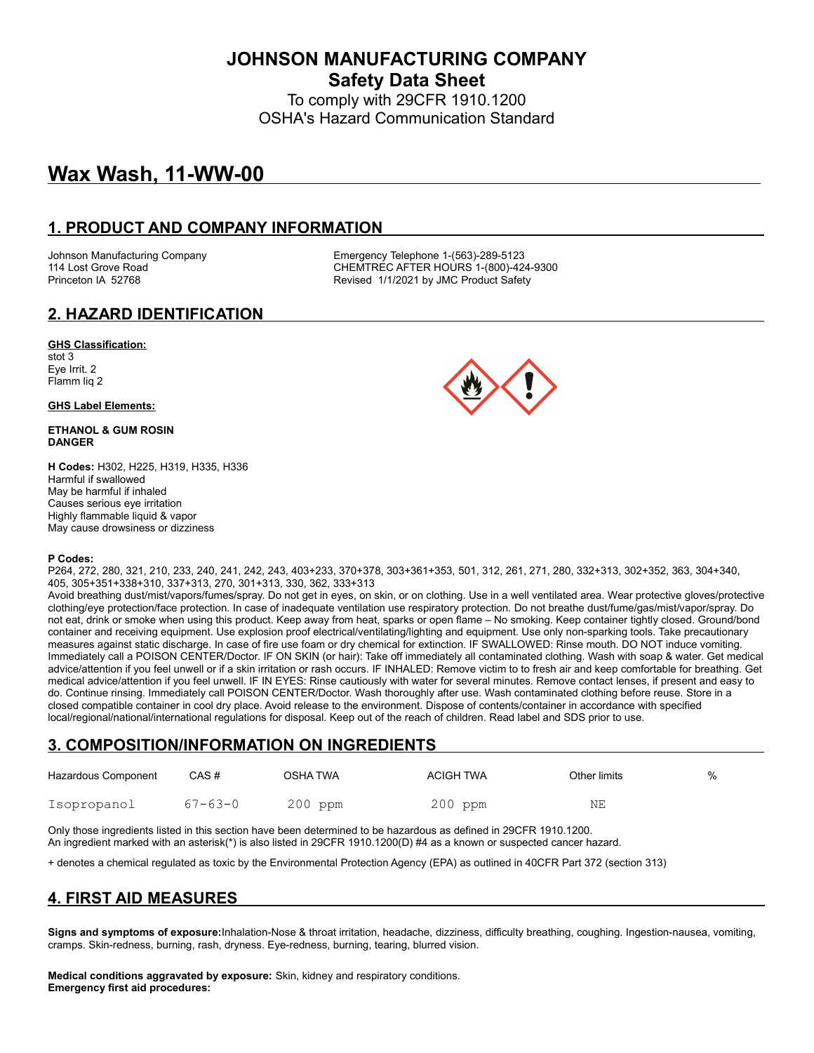# JOHNSON MANUFACTURING COMPANY
## Safety Data Sheet

To comply with 29CFR 1910.1200
OSHA's Hazard Communication Standard

# Wax Wash, 11-WW-00

## 1. PRODUCT AND COMPANY INFORMATION

Johnson Manufacturing Company
114 Lost Grove Road
Princeton IA 52768

Emergency Telephone 1-(563)-289-5123
CHEMTREC AFTER HOURS 1-(800)-424-9300
Revised 1/1/2021 by JMC Product Safety

## 2. HAZARD IDENTIFICATION

**GHS Classification:**
stot 3
Eye Irrit. 2
Flamm liq 2

**GHS Label Elements:**

**ETHANOL & GUM ROSIN**
**DANGER**

**H Codes:** H302, H225, H319, H335, H336
Harmful if swallowed
May be harmful if inhaled
Causes serious eye irritation
Highly flammable liquid & vapor
May cause drowsiness or dizziness

**P Codes:**
P264, 272, 280, 321, 210, 233, 240, 241, 242, 243, 403+233, 370+378, 303+361+353, 501, 312, 261, 271, 280, 332+313, 302+352, 363, 304+340, 405, 305+351+338+310, 337+313, 270, 301+313, 330, 362, 333+313
Avoid breathing dust/mist/vapors/fumes/spray. Do not get in eyes, on skin, or on clothing. Use in a well ventilated area. Wear protective gloves/protective clothing/eye protection/face protection. In case of inadequate ventilation use respiratory protection. Do not breathe dust/fume/gas/mist/vapor/spray. Do not eat, drink or smoke when using this product. Keep away from heat, sparks or open flame – No smoking. Keep container tightly closed. Ground/bond container and receiving equipment. Use explosion proof electrical/ventilating/lighting and equipment. Use only non-sparking tools. Take precautionary measures against static discharge. In case of fire use foam or dry chemical for extinction. IF SWALLOWED: Rinse mouth. DO NOT induce vomiting. Immediately call a POISON CENTER/Doctor. IF ON SKIN (or hair): Take off immediately all contaminated clothing. Wash with soap & water. Get medical advice/attention if you feel unwell or if a skin irritation or rash occurs. IF INHALED: Remove victim to to fresh air and keep comfortable for breathing. Get medical advice/attention if you feel unwell. IF IN EYES: Rinse cautiously with water for several minutes. Remove contact lenses, if present and easy to do. Continue rinsing. Immediately call POISON CENTER/Doctor. Wash thoroughly after use. Wash contaminated clothing before reuse. Store in a closed compatible container in cool dry place. Avoid release to the environment. Dispose of contents/container in accordance with specified local/regional/national/international regulations for disposal. Keep out of the reach of children. Read label and SDS prior to use.

## 3. COMPOSITION/INFORMATION ON INGREDIENTS

| Hazardous Component | CAS # | OSHA TWA | ACIGH TWA | Other limits | % |
|---|---|---|---|---|---|
| Isopropanol | 67-63-0 | 200 ppm | 200 ppm | NE | |

Only those ingredients listed in this section have been determined to be hazardous as defined in 29CFR 1910.1200.
An ingredient marked with an asterisk(*) is also listed in 29CFR 1910.1200(D) #4 as a known or suspected cancer hazard.

+ denotes a chemical regulated as toxic by the Environmental Protection Agency (EPA) as outlined in 40CFR Part 372 (section 313)

## 4. FIRST AID MEASURES

**Signs and symptoms of exposure:** Inhalation-Nose & throat irritation, headache, dizziness, difficulty breathing, coughing. Ingestion-nausea, vomiting, cramps. Skin-redness, burning, rash, dryness. Eye-redness, burning, tearing, blurred vision.

**Medical conditions aggravated by exposure:** Skin, kidney and respiratory conditions.
**Emergency first aid procedures:**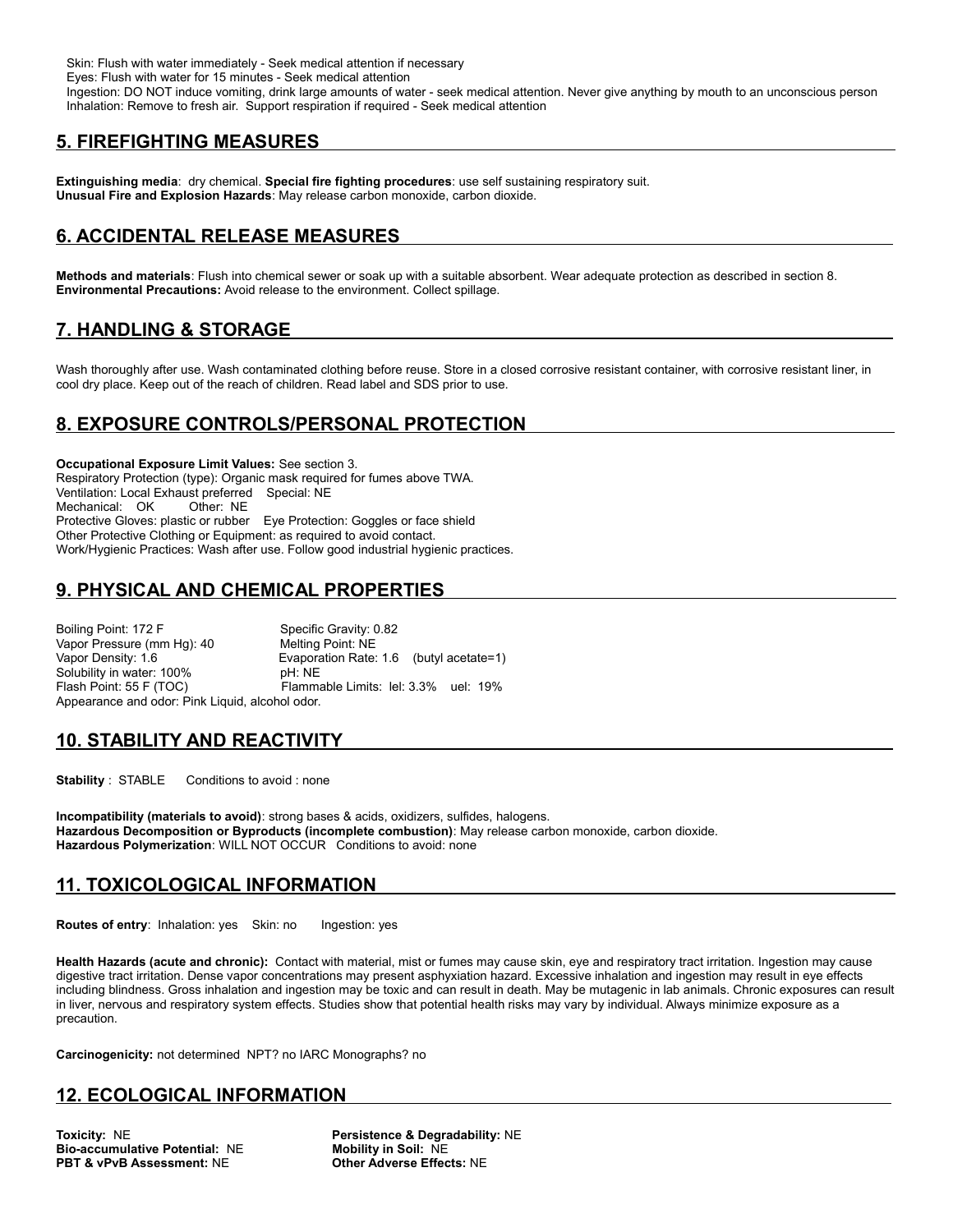Skin: Flush with water immediately - Seek medical attention if necessary
Eyes: Flush with water for 15 minutes - Seek medical attention
Ingestion: DO NOT induce vomiting, drink large amounts of water - seek medical attention. Never give anything by mouth to an unconscious person
Inhalation: Remove to fresh air. Support respiration if required - Seek medical attention

## 5. FIREFIGHTING MEASURES

**Extinguishing media**: dry chemical. **Special fire fighting procedures**: use self sustaining respiratory suit.
**Unusual Fire and Explosion Hazards**: May release carbon monoxide, carbon dioxide.

## 6. ACCIDENTAL RELEASE MEASURES

**Methods and materials**: Flush into chemical sewer or soak up with a suitable absorbent. Wear adequate protection as described in section 8.
**Environmental Precautions:** Avoid release to the environment. Collect spillage.

## 7. HANDLING & STORAGE

Wash thoroughly after use. Wash contaminated clothing before reuse. Store in a closed corrosive resistant container, with corrosive resistant liner, in cool dry place. Keep out of the reach of children. Read label and SDS prior to use.

## 8. EXPOSURE CONTROLS/PERSONAL PROTECTION

**Occupational Exposure Limit Values:** See section 3.
Respiratory Protection (type): Organic mask required for fumes above TWA.
Ventilation: Local Exhaust preferred Special: NE
Mechanical: OK Other: NE
Protective Gloves: plastic or rubber Eye Protection: Goggles or face shield
Other Protective Clothing or Equipment: as required to avoid contact.
Work/Hygienic Practices: Wash after use. Follow good industrial hygienic practices.

## 9. PHYSICAL AND CHEMICAL PROPERTIES

Boiling Point: 172 F
Specific Gravity: 0.82
Vapor Pressure (mm Hg): 40
Melting Point: NE
Vapor Density: 1.6
Evaporation Rate: 1.6 (butyl acetate=1)
Solubility in water: 100%
pH: NE
Flash Point: 55 F (TOC)
Flammable Limits: lel: 3.3% uel: 19%
Appearance and odor: Pink Liquid, alcohol odor.

## 10. STABILITY AND REACTIVITY

**Stability** : STABLE Conditions to avoid : none

**Incompatibility (materials to avoid)**: strong bases & acids, oxidizers, sulfides, halogens.
**Hazardous Decomposition or Byproducts (incomplete combustion)**: May release carbon monoxide, carbon dioxide.
**Hazardous Polymerization**: WILL NOT OCCUR Conditions to avoid: none

## 11. TOXICOLOGICAL INFORMATION

**Routes of entry**: Inhalation: yes Skin: no Ingestion: yes

**Health Hazards (acute and chronic):** Contact with material, mist or fumes may cause skin, eye and respiratory tract irritation. Ingestion may cause digestive tract irritation. Dense vapor concentrations may present asphyxiation hazard. Excessive inhalation and ingestion may result in eye effects including blindness. Gross inhalation and ingestion may be toxic and can result in death. May be mutagenic in lab animals. Chronic exposures can result in liver, nervous and respiratory system effects. Studies show that potential health risks may vary by individual. Always minimize exposure as a precaution.

**Carcinogenicity:** not determined NPT? no IARC Monographs? no

## 12. ECOLOGICAL INFORMATION

**Toxicity:** NE
**Persistence & Degradability:** NE
**Bio-accumulative Potential:** NE
**Mobility in Soil:** NE
**PBT & vPvB Assessment:** NE
**Other Adverse Effects:** NE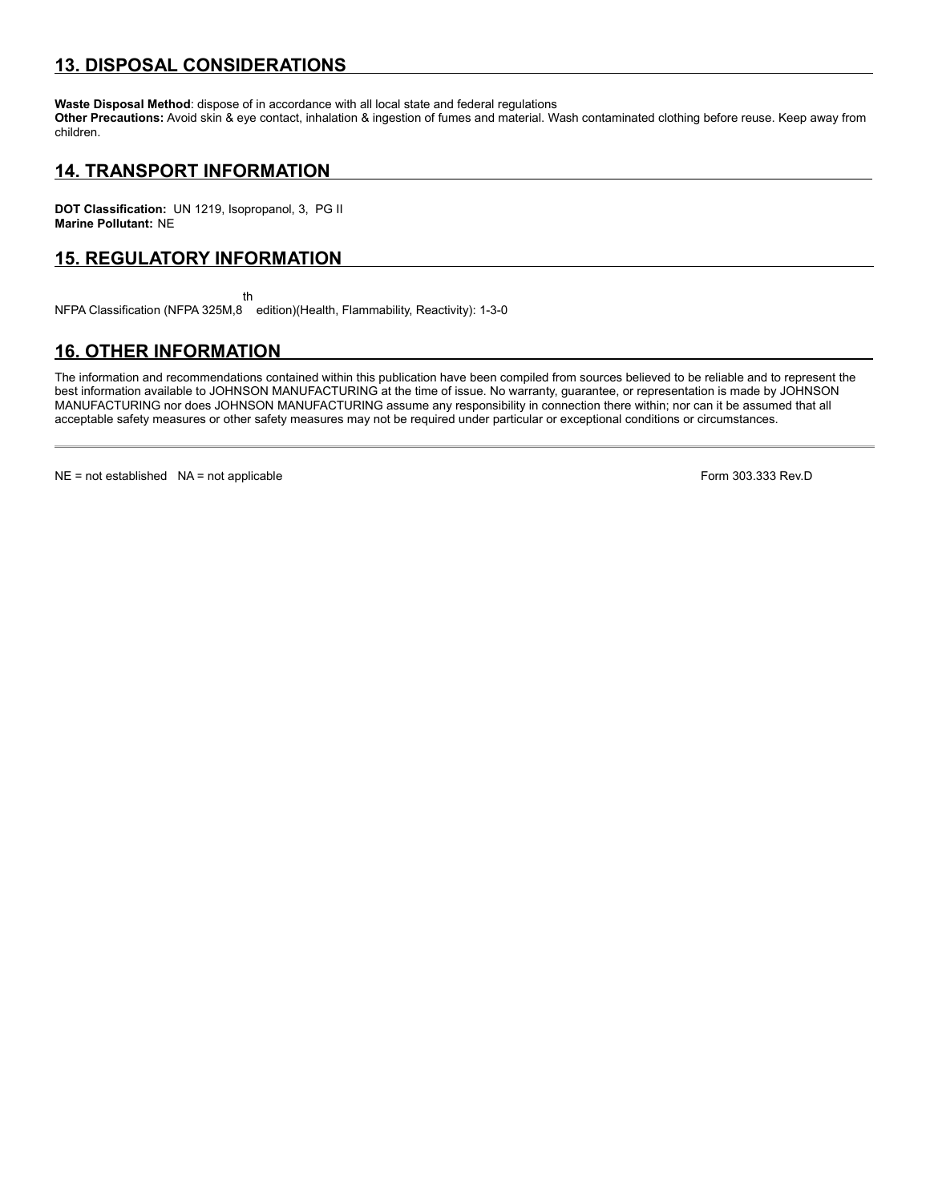## 13. DISPOSAL CONSIDERATIONS

**Waste Disposal Method**: dispose of in accordance with all local state and federal regulations
**Other Precautions:** Avoid skin & eye contact, inhalation & ingestion of fumes and material. Wash contaminated clothing before reuse. Keep away from children.

## 14. TRANSPORT INFORMATION

**DOT Classification:** UN 1219, Isopropanol, 3, PG II
**Marine Pollutant:** NE

## 15. REGULATORY INFORMATION

NFPA Classification (NFPA 325M,8th edition)(Health, Flammability, Reactivity): 1-3-0

## 16. OTHER INFORMATION

The information and recommendations contained within this publication have been compiled from sources believed to be reliable and to represent the best information available to JOHNSON MANUFACTURING at the time of issue. No warranty, guarantee, or representation is made by JOHNSON MANUFACTURING nor does JOHNSON MANUFACTURING assume any responsibility in connection there within; nor can it be assumed that all acceptable safety measures or other safety measures may not be required under particular or exceptional conditions or circumstances.

---

NE = not established   NA = not applicable

Form 303.333 Rev.D